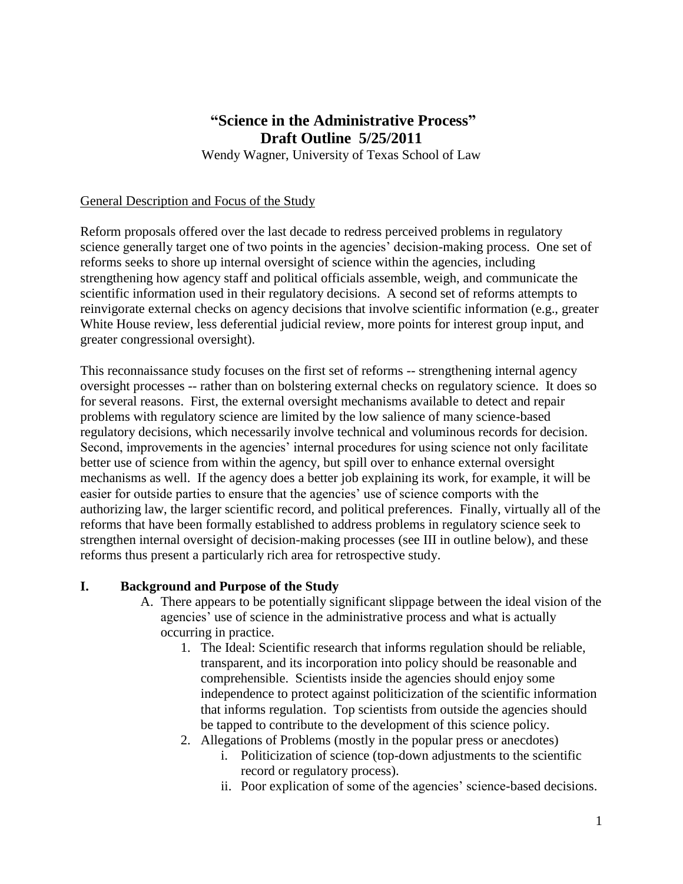# "Science in the Administrative Process"
## Draft Outline 5/25/2011

Wendy Wagner, University of Texas School of Law

<u>General Description and Focus of the Study</u>

Reform proposals offered over the last decade to redress perceived problems in regulatory science generally target one of two points in the agencies' decision-making process. One set of reforms seeks to shore up internal oversight of science within the agencies, including strengthening how agency staff and political officials assemble, weigh, and communicate the scientific information used in their regulatory decisions. A second set of reforms attempts to reinvigorate external checks on agency decisions that involve scientific information (e.g., greater White House review, less deferential judicial review, more points for interest group input, and greater congressional oversight).

This reconnaissance study focuses on the first set of reforms -- strengthening internal agency oversight processes -- rather than on bolstering external checks on regulatory science. It does so for several reasons. First, the external oversight mechanisms available to detect and repair problems with regulatory science are limited by the low salience of many science-based regulatory decisions, which necessarily involve technical and voluminous records for decision. Second, improvements in the agencies' internal procedures for using science not only facilitate better use of science from within the agency, but spill over to enhance external oversight mechanisms as well. If the agency does a better job explaining its work, for example, it will be easier for outside parties to ensure that the agencies' use of science comports with the authorizing law, the larger scientific record, and political preferences. Finally, virtually all of the reforms that have been formally established to address problems in regulatory science seek to strengthen internal oversight of decision-making processes (see III in outline below), and these reforms thus present a particularly rich area for retrospective study.

## I. Background and Purpose of the Study

A. There appears to be potentially significant slippage between the ideal vision of the agencies' use of science in the administrative process and what is actually occurring in practice.

1. The Ideal: Scientific research that informs regulation should be reliable, transparent, and its incorporation into policy should be reasonable and comprehensible. Scientists inside the agencies should enjoy some independence to protect against politicization of the scientific information that informs regulation. Top scientists from outside the agencies should be tapped to contribute to the development of this science policy.
2. Allegations of Problems (mostly in the popular press or anecdotes)
   i. Politicization of science (top-down adjustments to the scientific record or regulatory process).
   ii. Poor explication of some of the agencies' science-based decisions.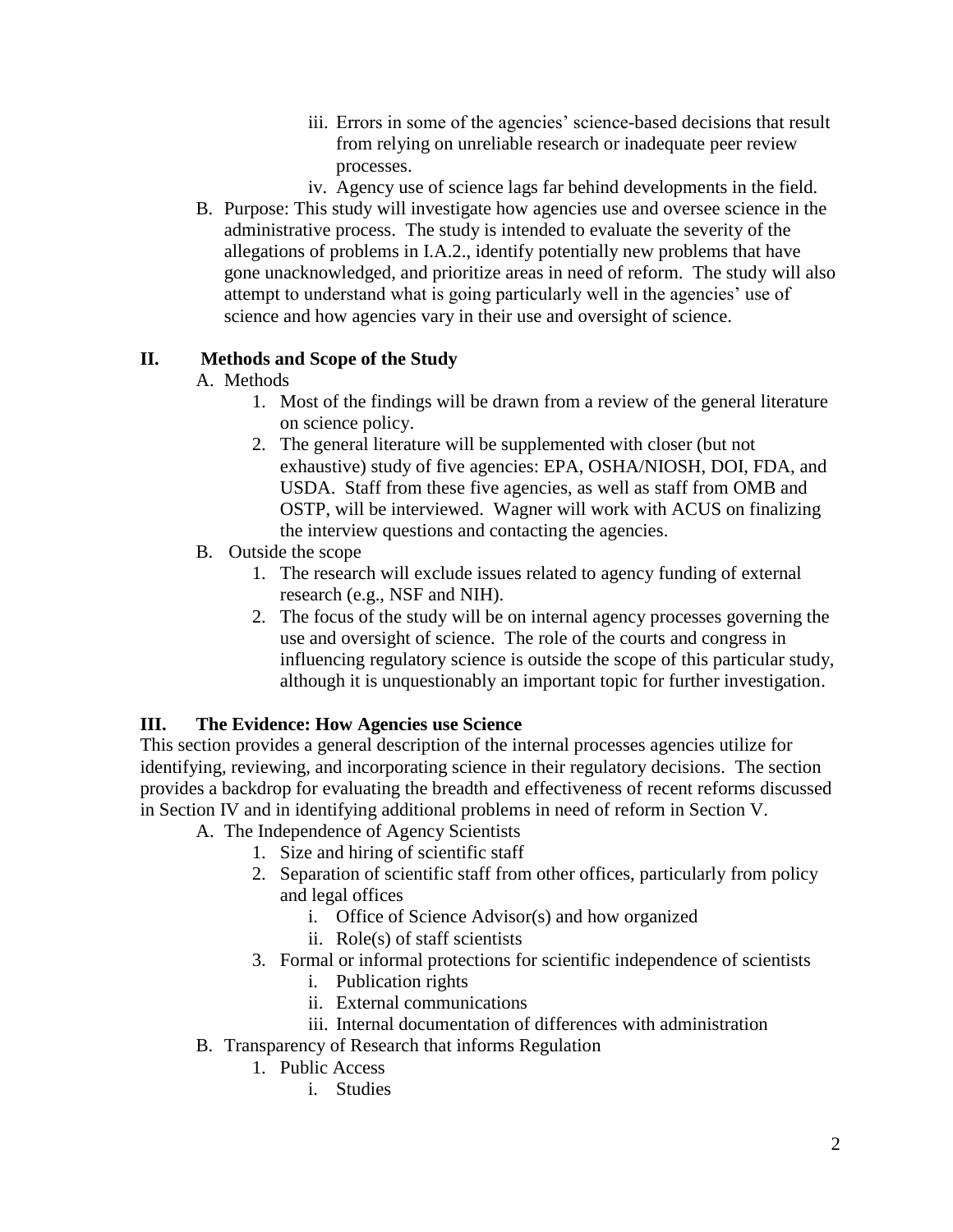iii. Errors in some of the agencies' science-based decisions that result from relying on unreliable research or inadequate peer review processes.
   iv. Agency use of science lags far behind developments in the field.

B. Purpose: This study will investigate how agencies use and oversee science in the administrative process. The study is intended to evaluate the severity of the allegations of problems in I.A.2., identify potentially new problems that have gone unacknowledged, and prioritize areas in need of reform. The study will also attempt to understand what is going particularly well in the agencies' use of science and how agencies vary in their use and oversight of science.

## II. Methods and Scope of the Study

A. Methods
   1. Most of the findings will be drawn from a review of the general literature on science policy.
   2. The general literature will be supplemented with closer (but not exhaustive) study of five agencies: EPA, OSHA/NIOSH, DOI, FDA, and USDA. Staff from these five agencies, as well as staff from OMB and OSTP, will be interviewed. Wagner will work with ACUS on finalizing the interview questions and contacting the agencies.

B. Outside the scope
   1. The research will exclude issues related to agency funding of external research (e.g., NSF and NIH).
   2. The focus of the study will be on internal agency processes governing the use and oversight of science. The role of the courts and congress in influencing regulatory science is outside the scope of this particular study, although it is unquestionably an important topic for further investigation.

## III. The Evidence: How Agencies use Science

This section provides a general description of the internal processes agencies utilize for identifying, reviewing, and incorporating science in their regulatory decisions. The section provides a backdrop for evaluating the breadth and effectiveness of recent reforms discussed in Section IV and in identifying additional problems in need of reform in Section V.

A. The Independence of Agency Scientists
   1. Size and hiring of scientific staff
   2. Separation of scientific staff from other offices, particularly from policy and legal offices
      i. Office of Science Advisor(s) and how organized
      ii. Role(s) of staff scientists
   3. Formal or informal protections for scientific independence of scientists
      i. Publication rights
      ii. External communications
      iii. Internal documentation of differences with administration

B. Transparency of Research that informs Regulation
   1. Public Access
      i. Studies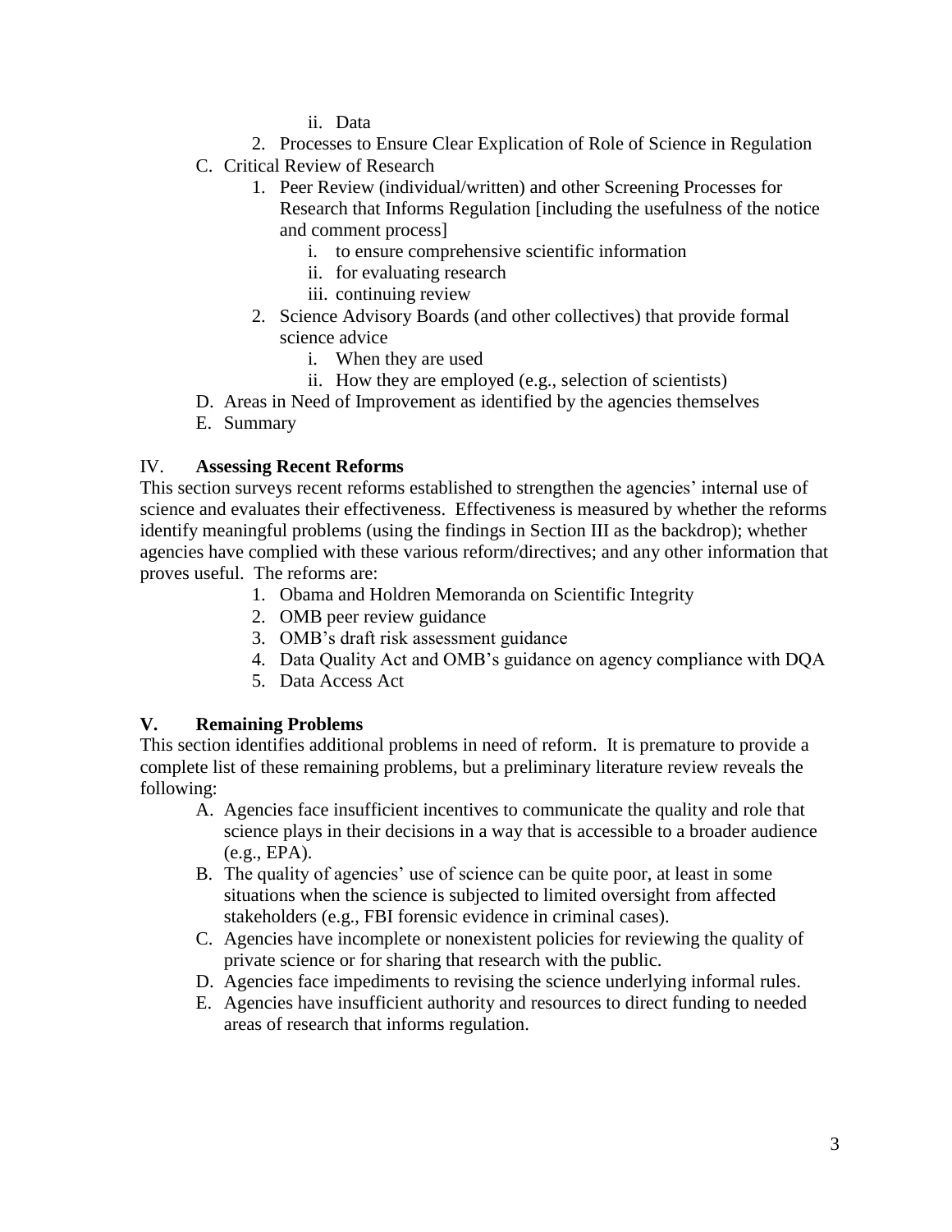ii. Data

2. Processes to Ensure Clear Explication of Role of Science in Regulation

C. Critical Review of Research

1. Peer Review (individual/written) and other Screening Processes for Research that Informs Regulation [including the usefulness of the notice and comment process]
    i. to ensure comprehensive scientific information
    ii. for evaluating research
    iii. continuing review
2. Science Advisory Boards (and other collectives) that provide formal science advice
    i. When they are used
    ii. How they are employed (e.g., selection of scientists)

D. Areas in Need of Improvement as identified by the agencies themselves

E. Summary

## IV. **Assessing Recent Reforms**

This section surveys recent reforms established to strengthen the agencies' internal use of science and evaluates their effectiveness. Effectiveness is measured by whether the reforms identify meaningful problems (using the findings in Section III as the backdrop); whether agencies have complied with these various reform/directives; and any other information that proves useful. The reforms are:

1. Obama and Holdren Memoranda on Scientific Integrity
2. OMB peer review guidance
3. OMB's draft risk assessment guidance
4. Data Quality Act and OMB's guidance on agency compliance with DQA
5. Data Access Act

## V. **Remaining Problems**

This section identifies additional problems in need of reform. It is premature to provide a complete list of these remaining problems, but a preliminary literature review reveals the following:

A. Agencies face insufficient incentives to communicate the quality and role that science plays in their decisions in a way that is accessible to a broader audience (e.g., EPA).

B. The quality of agencies' use of science can be quite poor, at least in some situations when the science is subjected to limited oversight from affected stakeholders (e.g., FBI forensic evidence in criminal cases).

C. Agencies have incomplete or nonexistent policies for reviewing the quality of private science or for sharing that research with the public.

D. Agencies face impediments to revising the science underlying informal rules.

E. Agencies have insufficient authority and resources to direct funding to needed areas of research that informs regulation.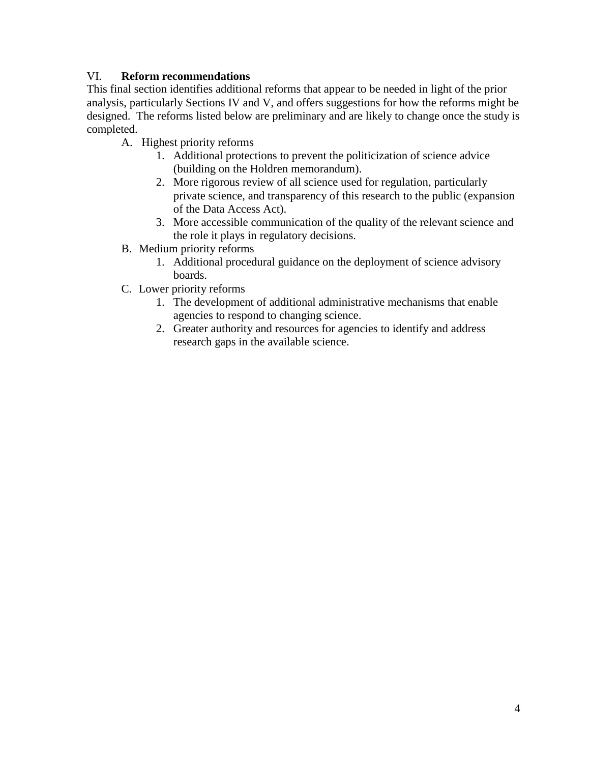## VI. **Reform recommendations**

This final section identifies additional reforms that appear to be needed in light of the prior analysis, particularly Sections IV and V, and offers suggestions for how the reforms might be designed. The reforms listed below are preliminary and are likely to change once the study is completed.

A. Highest priority reforms
   1. Additional protections to prevent the politicization of science advice (building on the Holdren memorandum).
   2. More rigorous review of all science used for regulation, particularly private science, and transparency of this research to the public (expansion of the Data Access Act).
   3. More accessible communication of the quality of the relevant science and the role it plays in regulatory decisions.

B. Medium priority reforms
   1. Additional procedural guidance on the deployment of science advisory boards.

C. Lower priority reforms
   1. The development of additional administrative mechanisms that enable agencies to respond to changing science.
   2. Greater authority and resources for agencies to identify and address research gaps in the available science.